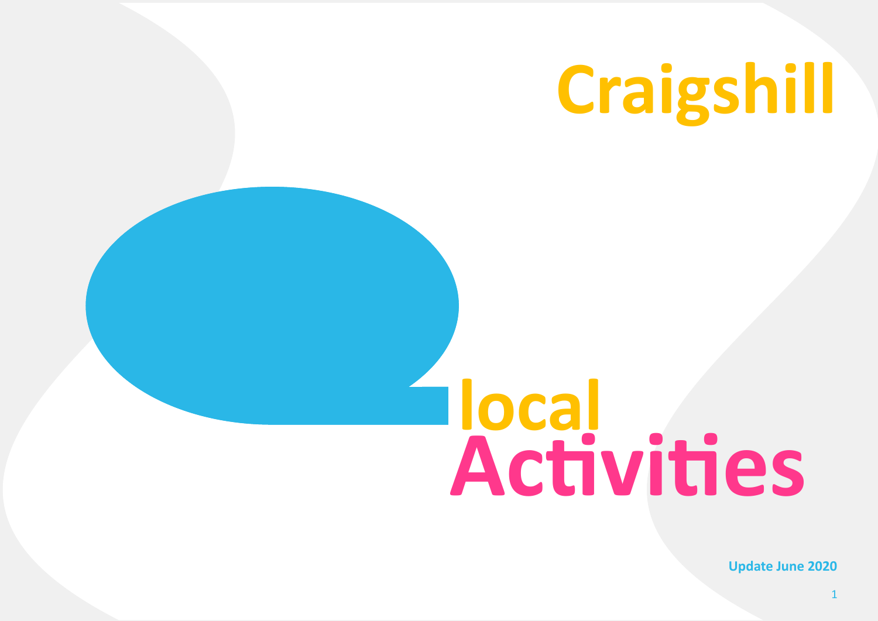# Craigshill

# local Activities

**Update June 2020**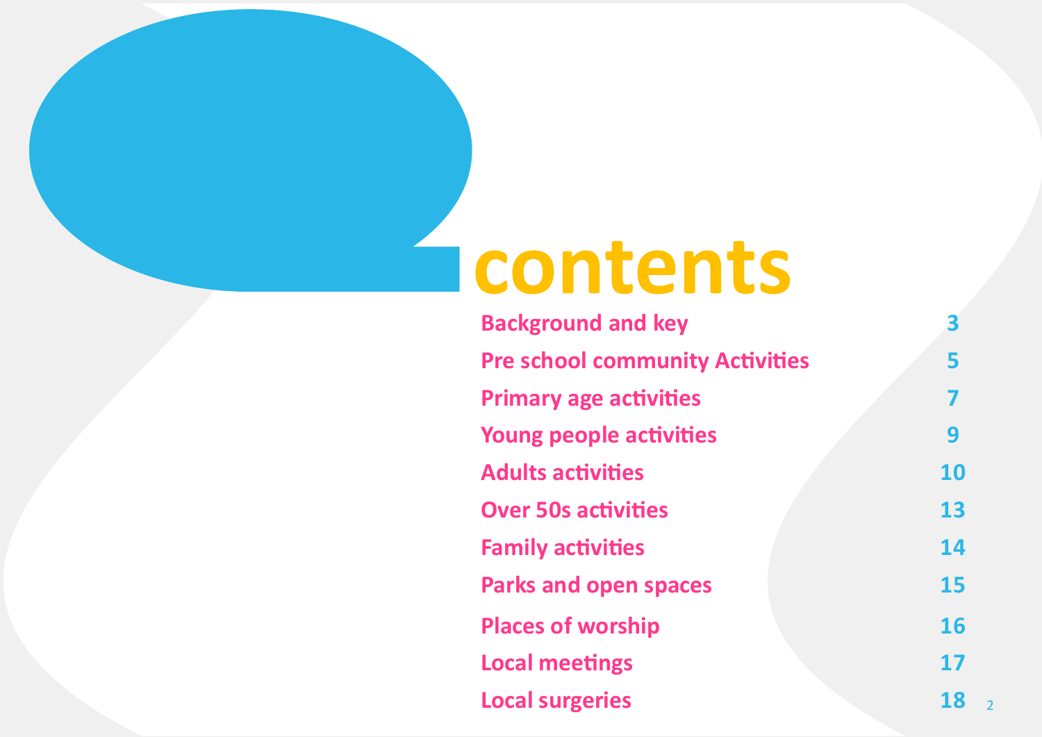# contents

| | |
|---|---|
| Background and key | 3 |
| Pre school community Activities | 5 |
| Primary age activities | 7 |
| Young people activities | 9 |
| Adults activities | 10 |
| Over 50s activities | 13 |
| Family activities | 14 |
| Parks and open spaces | 15 |
| Places of worship | 16 |
| Local meetings | 17 |
| Local surgeries | 18 |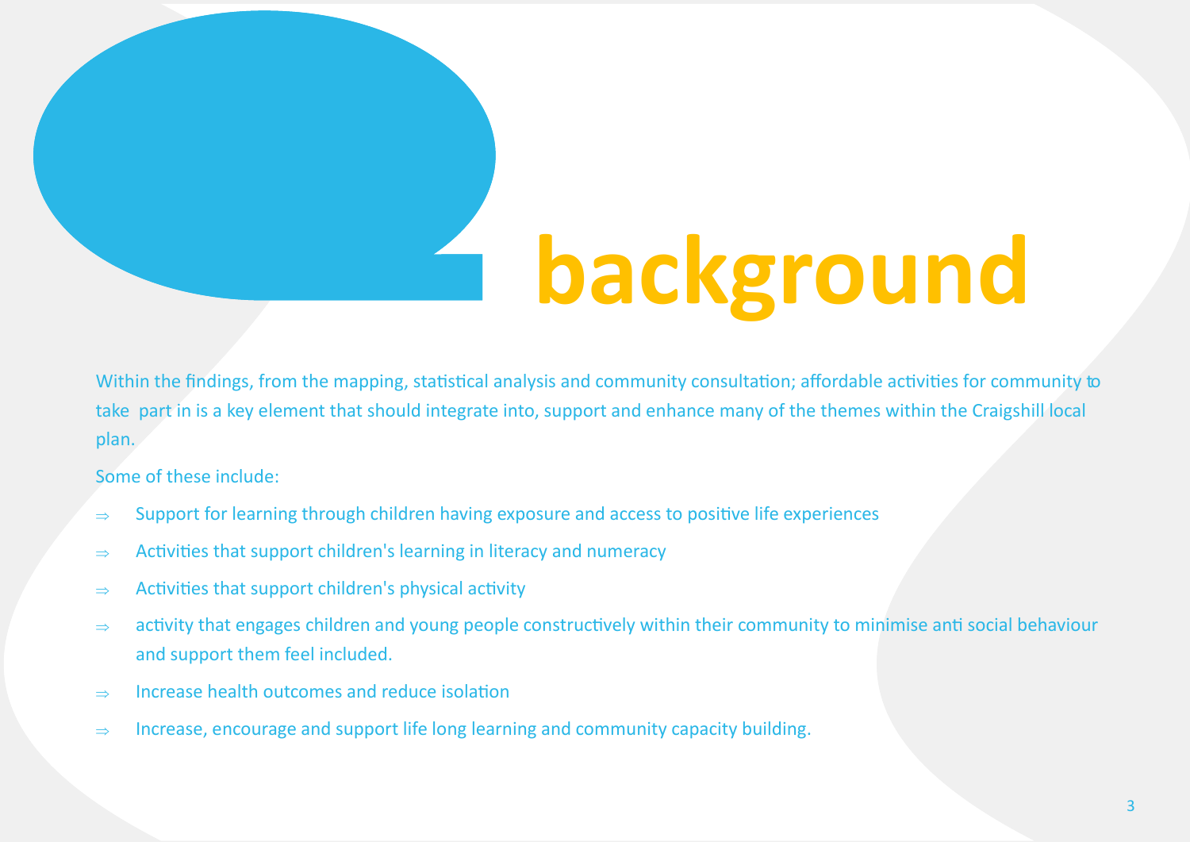# background

Within the findings, from the mapping, statistical analysis and community consultation; affordable activities for community to take part in is a key element that should integrate into, support and enhance many of the themes within the Craigshill local plan.

Some of these include:

- ⇒ Support for learning through children having exposure and access to positive life experiences
- ⇒ Activities that support children's learning in literacy and numeracy
- ⇒ Activities that support children's physical activity
- ⇒ activity that engages children and young people constructively within their community to minimise anti social behaviour and support them feel included.
- ⇒ Increase health outcomes and reduce isolation
- ⇒ Increase, encourage and support life long learning and community capacity building.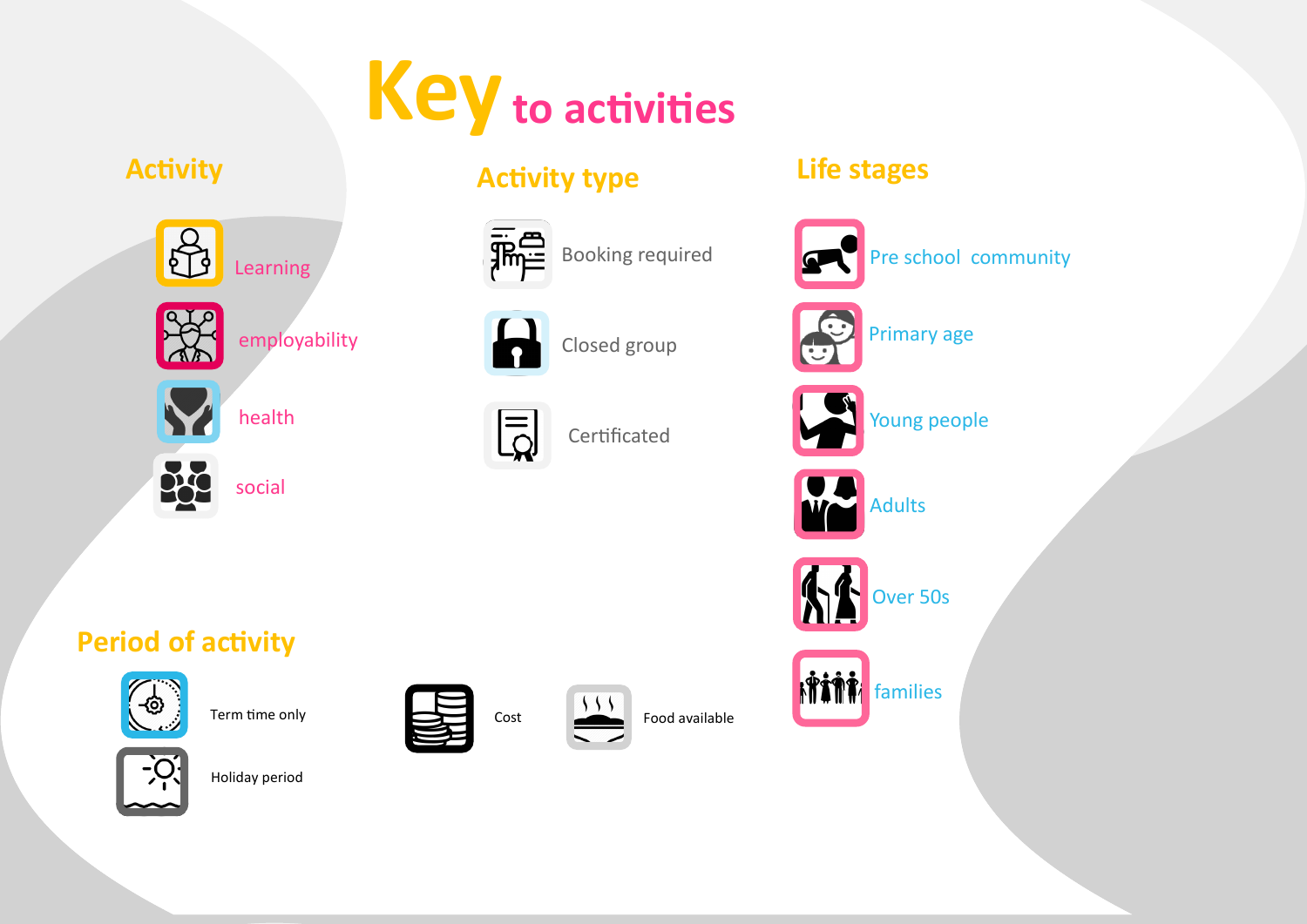# Key to activities

## Activity

- Learning
- employability
- health
- social

## Activity type

- Booking required
- Closed group
- Certificated

## Life stages

- Pre school community
- Primary age
- Young people
- Adults
- Over 50s
- families

## Period of activity

- Term time only
- Holiday period

- Cost
- Food available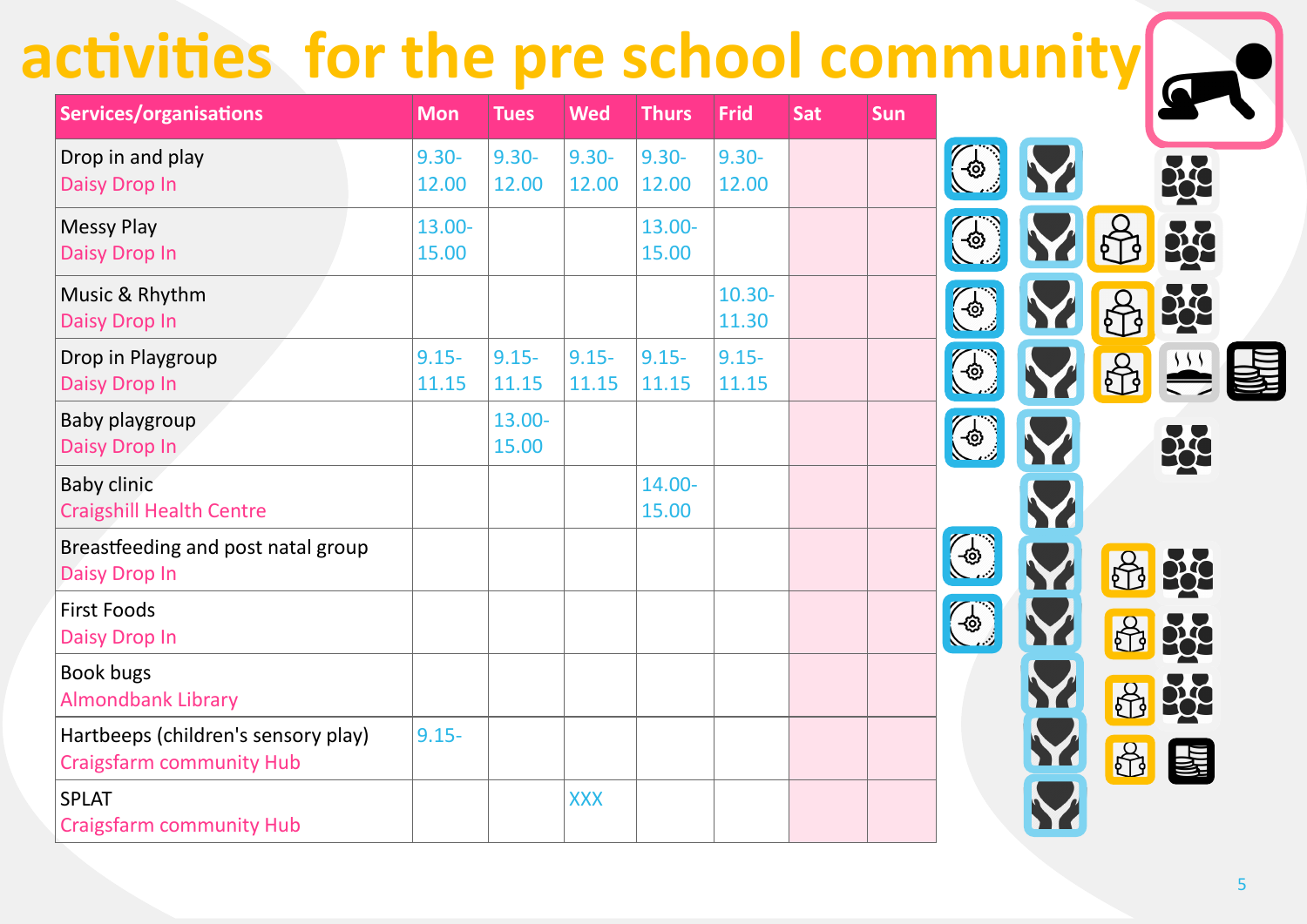# activities for the pre school community

| Services/organisations | Mon | Tues | Wed | Thurs | Frid | Sat | Sun |
|---|---|---|---|---|---|---|---|
| Drop in and play<br>Daisy Drop In | 9.30-12.00 | 9.30-12.00 | 9.30-12.00 | 9.30-12.00 | 9.30-12.00 | | |
| Messy Play<br>Daisy Drop In | 13.00-15.00 | | | 13.00-15.00 | | | |
| Music & Rhythm<br>Daisy Drop In | | | | | 10.30-11.30 | | |
| Drop in Playgroup<br>Daisy Drop In | 9.15-11.15 | 9.15-11.15 | 9.15-11.15 | 9.15-11.15 | 9.15-11.15 | | |
| Baby playgroup<br>Daisy Drop In | | 13.00-15.00 | | | | | |
| Baby clinic<br>Craigshill Health Centre | | | | 14.00-15.00 | | | |
| Breastfeeding and post natal group<br>Daisy Drop In | | | | | | | |
| First Foods<br>Daisy Drop In | | | | | | | |
| Book bugs<br>Almondbank Library | | | | | | | |
| Hartbeeps (children's sensory play)<br>Craigsfarm community Hub | 9.15- | | | | | | |
| SPLAT<br>Craigsfarm community Hub | | | XXX | | | | |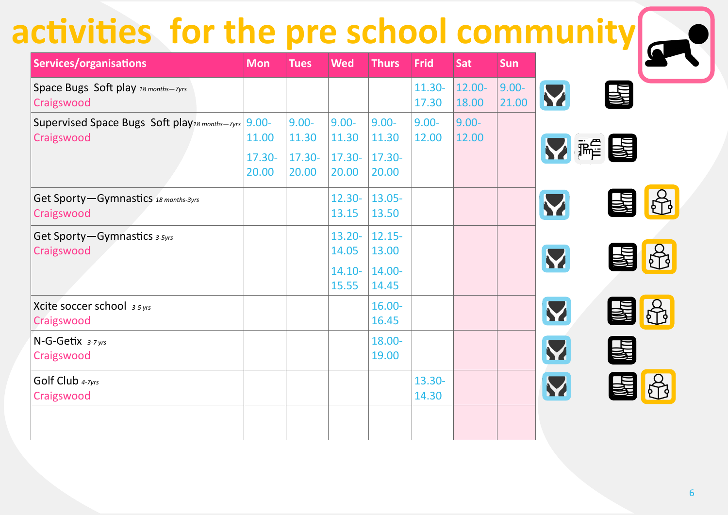# activities for the pre school community

| Services/organisations | Mon | Tues | Wed | Thurs | Frid | Sat | Sun |
|---|---|---|---|---|---|---|---|
| Space Bugs Soft play *18 months—7yrs* Craigswood | | | | | 11.30-17.30 | 12.00-18.00 | 9.00-21.00 |
| Supervised Space Bugs Soft play *18 months—7yrs* Craigswood | 9.00-11.00 17.30-20.00 | 9.00-11.30 17.30-20.00 | 9.00-11.30 17.30-20.00 | 9.00-11.30 17.30-20.00 | 9.00-12.00 | 9.00-12.00 | |
| Get Sporty—Gymnastics *18 months-3yrs* Craigswood | | | 12.30-13.15 | 13.05-13.50 | | | |
| Get Sporty—Gymnastics *3-5yrs* Craigswood | | | 13.20-14.05 14.10-15.55 | 12.15-13.00 14.00-14.45 | | | |
| Xcite soccer school *3-5 yrs* Craigswood | | | | 16.00-16.45 | | | |
| N-G-Getix *3-7 yrs* Craigswood | | | | 18.00-19.00 | | | |
| Golf Club *4-7yrs* Craigswood | | | | | 13.30-14.30 | | |
| | | | | | | | |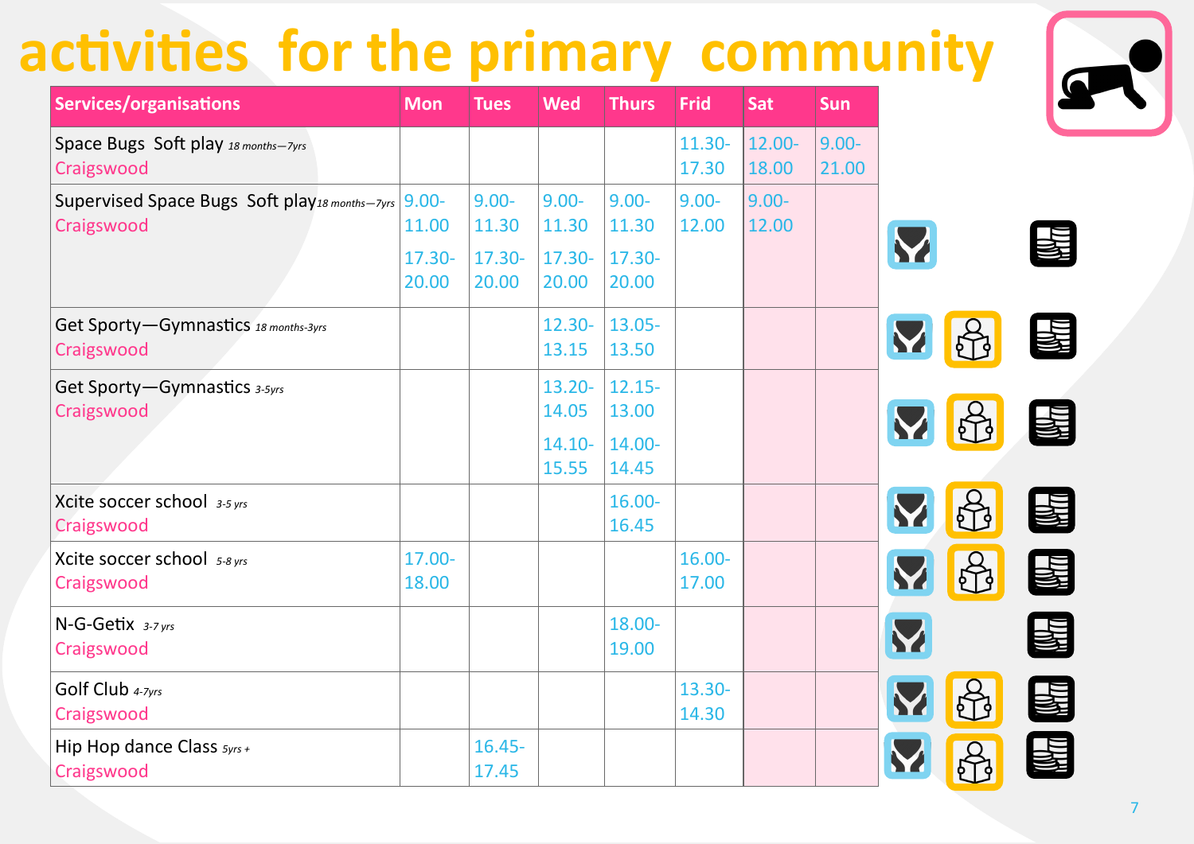# activities for the primary community

| Services/organisations | Mon | Tues | Wed | Thurs | Frid | Sat | Sun |
|---|---|---|---|---|---|---|---|
| Space Bugs Soft play *18 months—7yrs* Craigswood | | | | | 11.30-17.30 | 12.00-18.00 | 9.00-21.00 |
| Supervised Space Bugs Soft play *18 months—7yrs* Craigswood | 9.00-11.00 17.30-20.00 | 9.00-11.30 17.30-20.00 | 9.00-11.30 17.30-20.00 | 9.00-11.30 17.30-20.00 | 9.00-12.00 | 9.00-12.00 | |
| Get Sporty—Gymnastics *18 months-3yrs* Craigswood | | | 12.30-13.15 | 13.05-13.50 | | | |
| Get Sporty—Gymnastics *3-5yrs* Craigswood | | | 13.20-14.05 14.10-15.55 | 12.15-13.00 14.00-14.45 | | | |
| Xcite soccer school *3-5 yrs* Craigswood | | | | 16.00-16.45 | | | |
| Xcite soccer school *5-8 yrs* Craigswood | 17.00-18.00 | | | | 16.00-17.00 | | |
| N-G-Getix *3-7 yrs* Craigswood | | | | 18.00-19.00 | | | |
| Golf Club *4-7yrs* Craigswood | | | | | 13.30-14.30 | | |
| Hip Hop dance Class *5yrs +* Craigswood | | 16.45-17.45 | | | | | |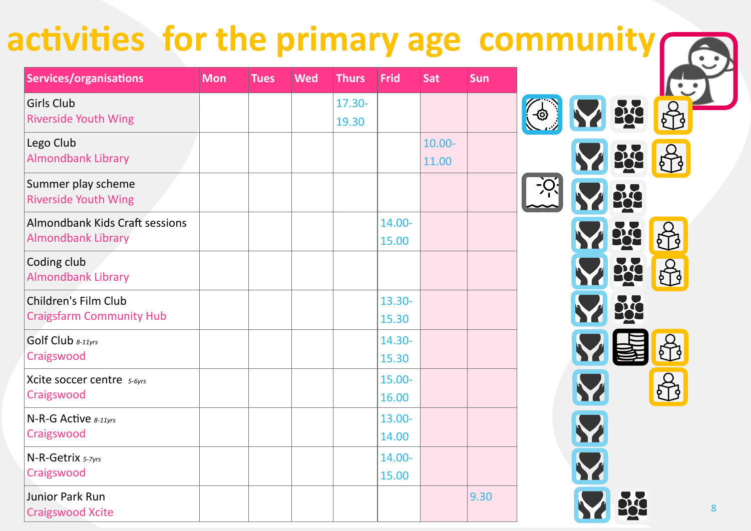# activities for the primary age community

| Services/organisations | Mon | Tues | Wed | Thurs | Frid | Sat | Sun |
|---|---|---|---|---|---|---|---|
| Girls Club<br>Riverside Youth Wing | | | | 17.30-19.30 | | | |
| Lego Club<br>Almondbank Library | | | | | | 10.00-11.00 | |
| Summer play scheme<br>Riverside Youth Wing | | | | | | | |
| Almondbank Kids Craft sessions<br>Almondbank Library | | | | | 14.00-15.00 | | |
| Coding club<br>Almondbank Library | | | | | | | |
| Children's Film Club<br>Craigsfarm Community Hub | | | | | 13.30-15.30 | | |
| Golf Club *8-11yrs*<br>Craigswood | | | | | 14.30-15.30 | | |
| Xcite soccer centre *5-6yrs*<br>Craigswood | | | | | 15.00-16.00 | | |
| N-R-G Active *8-11yrs*<br>Craigswood | | | | | 13.00-14.00 | | |
| N-R-Getrix *5-7yrs*<br>Craigswood | | | | | 14.00-15.00 | | |
| Junior Park Run<br>Craigswood Xcite | | | | | | | 9.30 |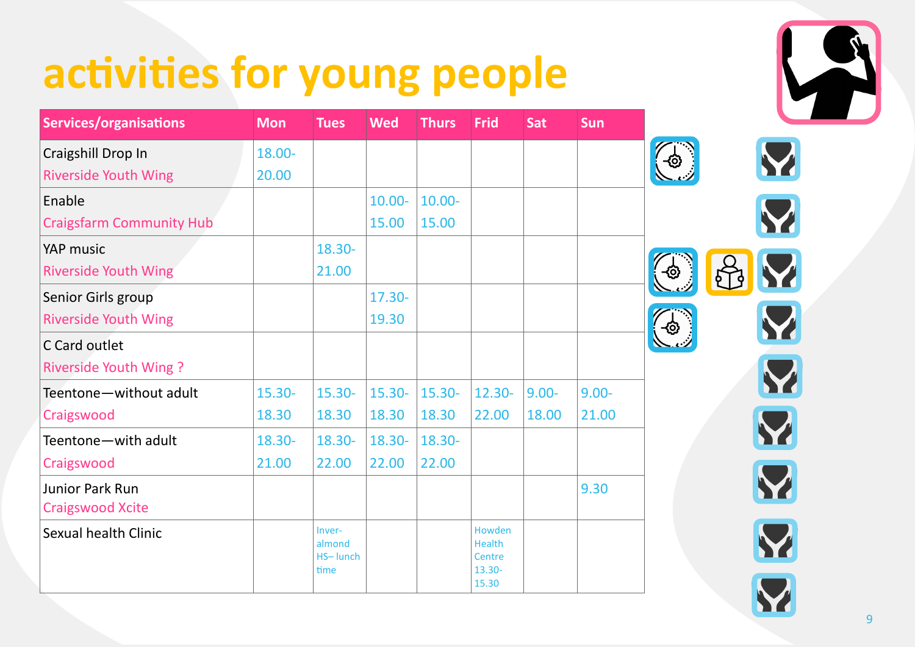# activities for young people

| Services/organisations | Mon | Tues | Wed | Thurs | Frid | Sat | Sun |
|---|---|---|---|---|---|---|---|
| Craigshill Drop In<br>Riverside Youth Wing | 18.00-20.00 | | | | | | |
| Enable<br>Craigsfarm Community Hub | | | 10.00-15.00 | 10.00-15.00 | | | |
| YAP music<br>Riverside Youth Wing | | 18.30-21.00 | | | | | |
| Senior Girls group<br>Riverside Youth Wing | | | 17.30-19.30 | | | | |
| C Card outlet<br>Riverside Youth Wing ? | | | | | | | |
| Teentone—without adult<br>Craigswood | 15.30-18.30 | 15.30-18.30 | 15.30-18.30 | 15.30-18.30 | 12.30-22.00 | 9.00-18.00 | 9.00-21.00 |
| Teentone—with adult<br>Craigswood | 18.30-21.00 | 18.30-22.00 | 18.30-22.00 | 18.30-22.00 | | | |
| Junior Park Run<br>Craigswood Xcite | | | | | | | 9.30 |
| Sexual health Clinic | | Inver-almond HS– lunch time | | | Howden Health Centre 13.30-15.30 | | |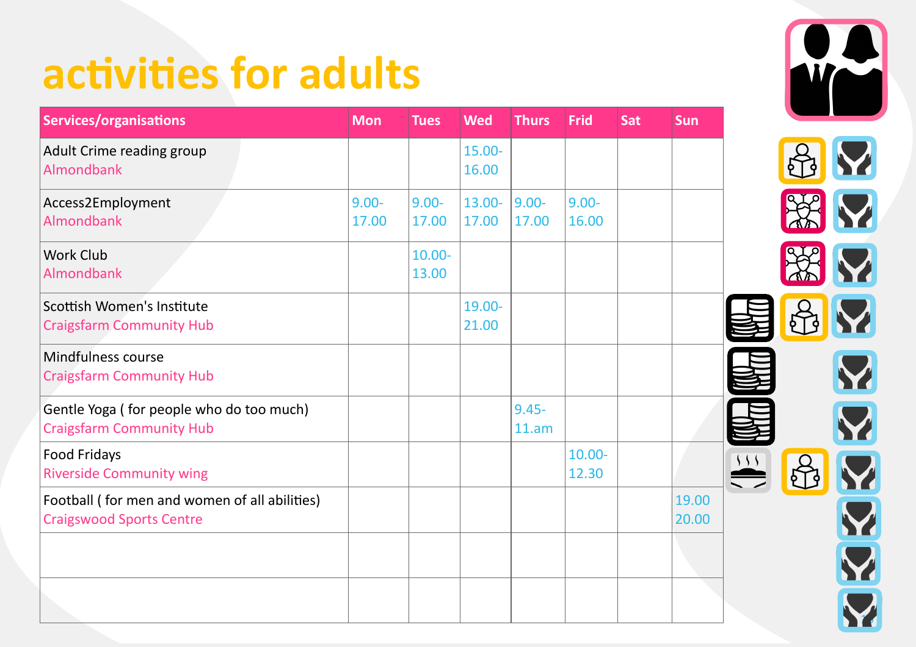# activities for adults

| Services/organisations | Mon | Tues | Wed | Thurs | Frid | Sat | Sun |
|---|---|---|---|---|---|---|---|
| Adult Crime reading group<br>Almondbank | | | 15.00-16.00 | | | | |
| Access2Employment<br>Almondbank | 9.00-17.00 | 9.00-17.00 | 13.00-17.00 | 9.00-17.00 | 9.00-16.00 | | |
| Work Club<br>Almondbank | | 10.00-13.00 | | | | | |
| Scottish Women's Institute<br>Craigsfarm Community Hub | | | 19.00-21.00 | | | | |
| Mindfulness course<br>Craigsfarm Community Hub | | | | | | | |
| Gentle Yoga ( for people who do too much)<br>Craigsfarm Community Hub | | | | 9.45-11.am | | | |
| Food Fridays<br>Riverside Community wing | | | | | 10.00-12.30 | | |
| Football ( for men and women of all abilities)<br>Craigswood Sports Centre | | | | | | | 19.00 20.00 |
| | | | | | | | |
| | | | | | | | |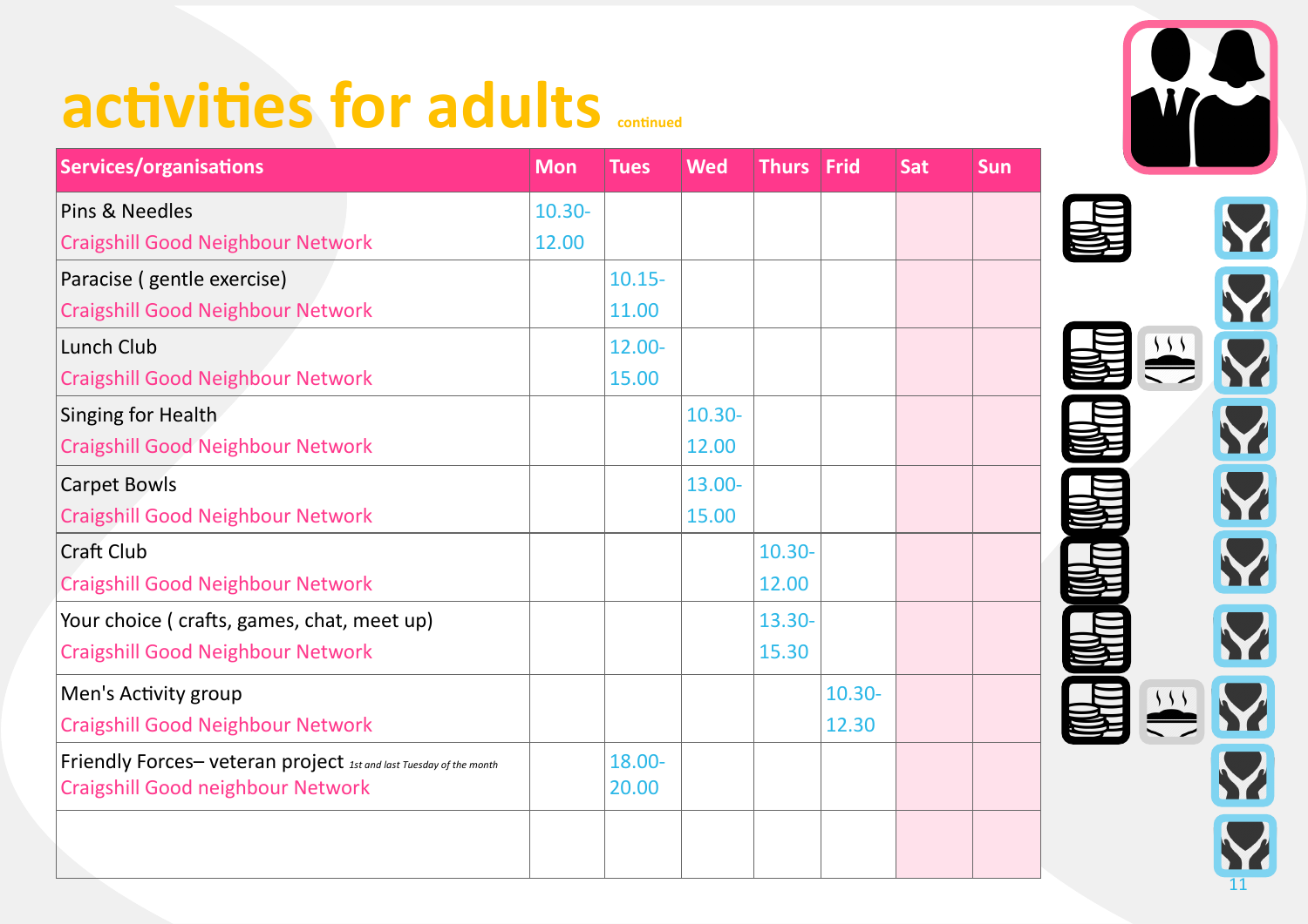# activities for adults continued

| Services/organisations | Mon | Tues | Wed | Thurs | Frid | Sat | Sun |
|---|---|---|---|---|---|---|---|
| Pins & Needles<br>Craigshill Good Neighbour Network | 10.30-12.00 | | | | | | |
| Paracise ( gentle exercise)<br>Craigshill Good Neighbour Network | | 10.15-11.00 | | | | | |
| Lunch Club<br>Craigshill Good Neighbour Network | | 12.00-15.00 | | | | | |
| Singing for Health<br>Craigshill Good Neighbour Network | | | 10.30-12.00 | | | | |
| Carpet Bowls<br>Craigshill Good Neighbour Network | | | 13.00-15.00 | | | | |
| Craft Club<br>Craigshill Good Neighbour Network | | | | 10.30-12.00 | | | |
| Your choice ( crafts, games, chat, meet up)<br>Craigshill Good Neighbour Network | | | | 13.30-15.30 | | | |
| Men's Activity group<br>Craigshill Good Neighbour Network | | | | | 10.30-12.30 | | |
| Friendly Forces– veteran project *1st and last Tuesday of the month*<br>Craigshill Good neighbour Network | | 18.00-20.00 | | | | | |
| | | | | | | | |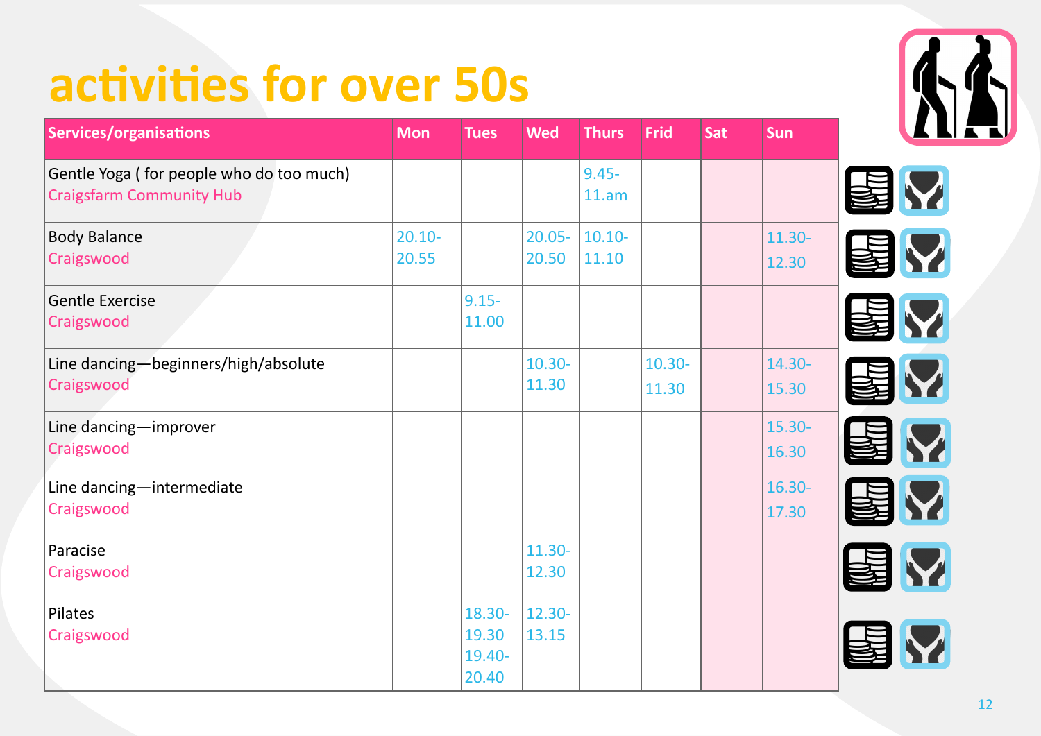# activities for over 50s

| Services/organisations | Mon | Tues | Wed | Thurs | Frid | Sat | Sun |
|---|---|---|---|---|---|---|---|
| Gentle Yoga ( for people who do too much)<br>Craigsfarm Community Hub | | | | 9.45-11.am | | | |
| Body Balance<br>Craigswood | 20.10-20.55 | | 20.05-20.50 | 10.10-11.10 | | | 11.30-12.30 |
| Gentle Exercise<br>Craigswood | | 9.15-11.00 | | | | | |
| Line dancing—beginners/high/absolute<br>Craigswood | | | 10.30-11.30 | | 10.30-11.30 | | 14.30-15.30 |
| Line dancing—improver<br>Craigswood | | | | | | | 15.30-16.30 |
| Line dancing—intermediate<br>Craigswood | | | | | | | 16.30-17.30 |
| Paracise<br>Craigswood | | | 11.30-12.30 | | | | |
| Pilates<br>Craigswood | | 18.30-19.30<br>19.40-20.40 | 12.30-13.15 | | | | |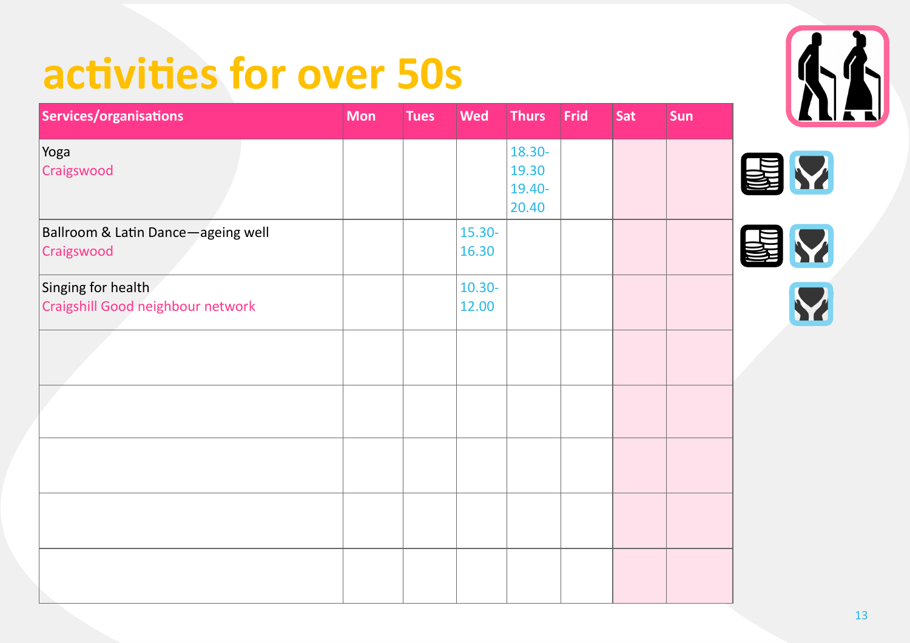# activities for over 50s

| Services/organisations | Mon | Tues | Wed | Thurs | Frid | Sat | Sun |
|---|---|---|---|---|---|---|---|
| Yoga<br>Craigswood | | | | 18.30-19.30<br>19.40-20.40 | | | |
| Ballroom & Latin Dance—ageing well<br>Craigswood | | | 15.30-16.30 | | | | |
| Singing for health<br>Craigshill Good neighbour network | | | 10.30-12.00 | | | | |
| | | | | | | | |
| | | | | | | | |
| | | | | | | | |
| | | | | | | | |
| | | | | | | | |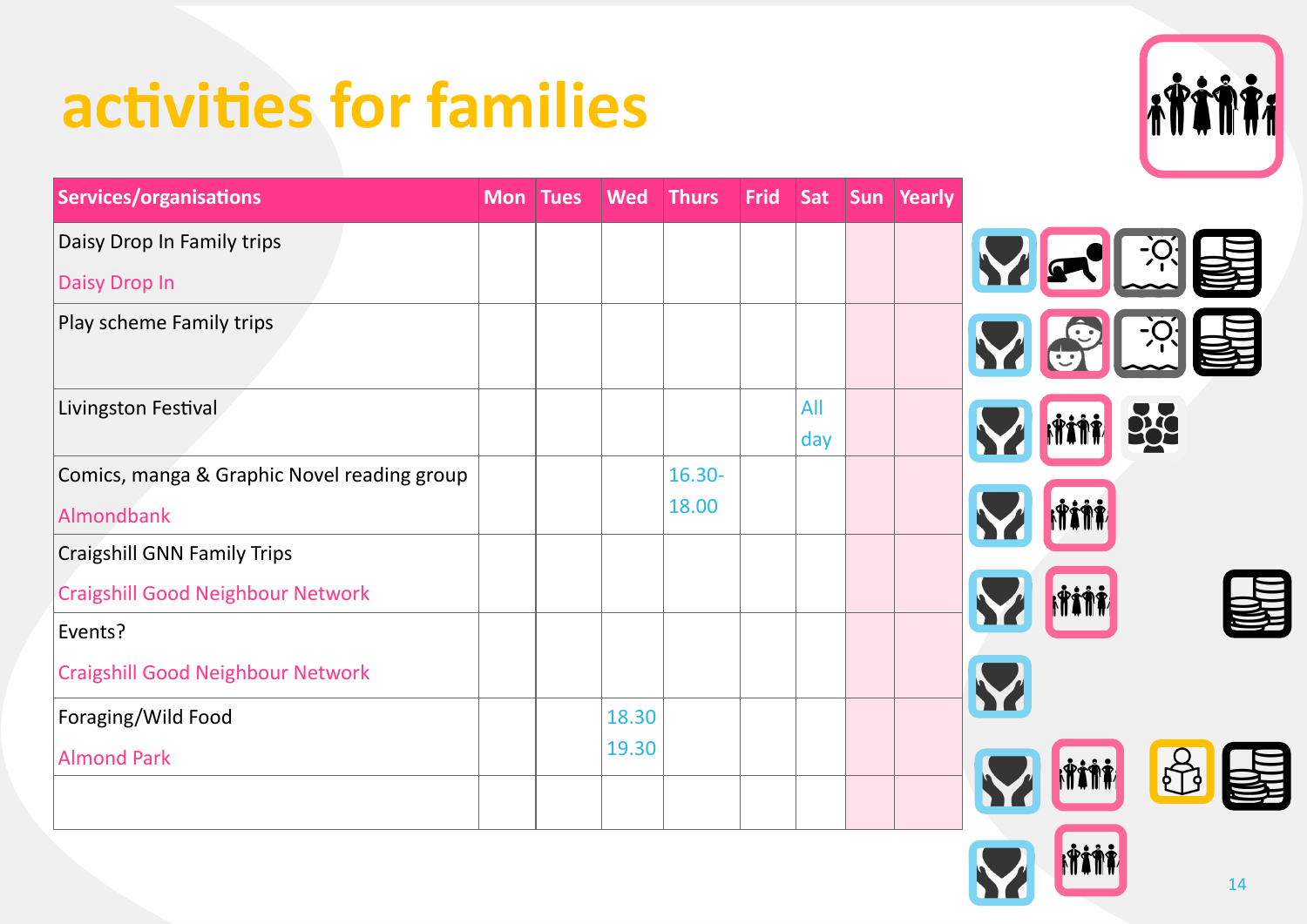# activities for families

| Services/organisations | Mon | Tues | Wed | Thurs | Frid | Sat | Sun | Yearly |
|---|---|---|---|---|---|---|---|---|
| Daisy Drop In Family trips<br>Daisy Drop In | | | | | | | | |
| Play scheme Family trips | | | | | | | | |
| Livingston Festival | | | | | | All day | | |
| Comics, manga & Graphic Novel reading group<br>Almondbank | | | | 16.30-18.00 | | | | |
| Craigshill GNN Family Trips<br>Craigshill Good Neighbour Network | | | | | | | | |
| Events?<br>Craigshill Good Neighbour Network | | | | | | | | |
| Foraging/Wild Food<br>Almond Park | | | 18.30 19.30 | | | | | |
| | | | | | | | | |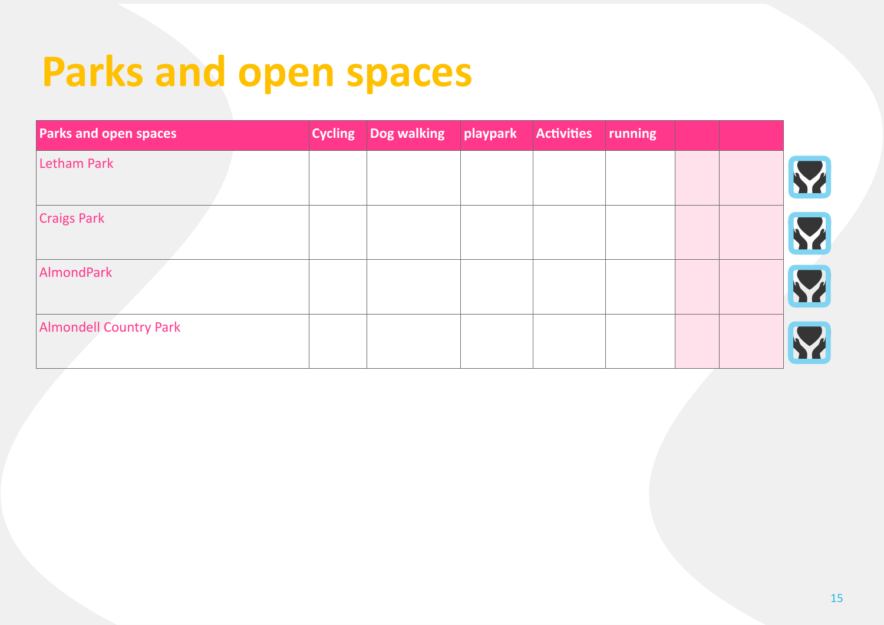# Parks and open spaces

| Parks and open spaces | Cycling | Dog walking | playpark | Activities | running | | |
|---|---|---|---|---|---|---|---|
| Letham Park | | | | | | | |
| Craigs Park | | | | | | | |
| AlmondPark | | | | | | | |
| Almondell Country Park | | | | | | | |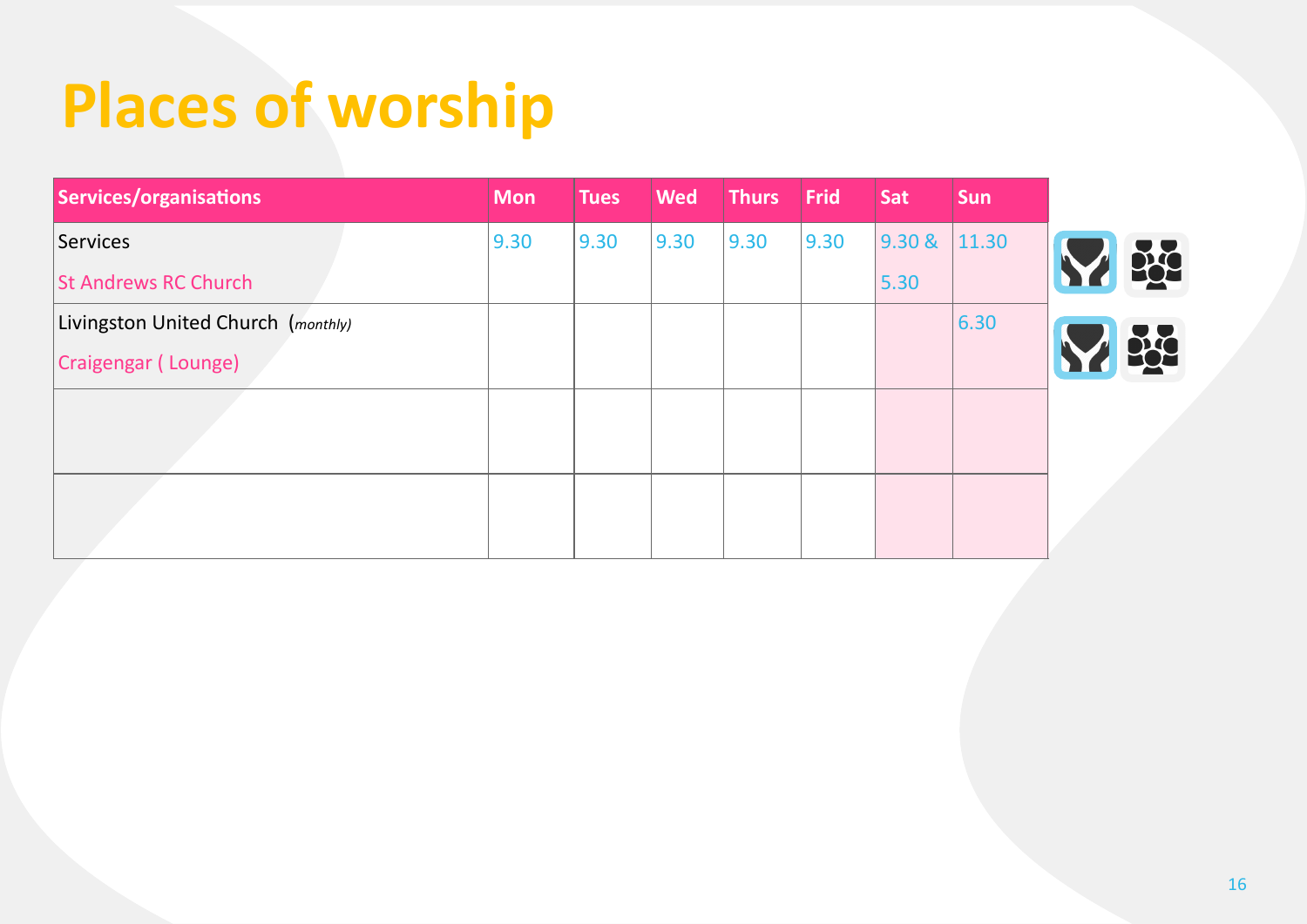# Places of worship

| Services/organisations | Mon | Tues | Wed | Thurs | Frid | Sat | Sun |
|---|---|---|---|---|---|---|---|
| Services<br>St Andrews RC Church | 9.30 | 9.30 | 9.30 | 9.30 | 9.30 | 9.30 &<br>5.30 | 11.30 |
| Livingston United Church (*monthly*)<br>Craigengar ( Lounge) | | | | | | | 6.30 |
| | | | | | | | |
| | | | | | | | |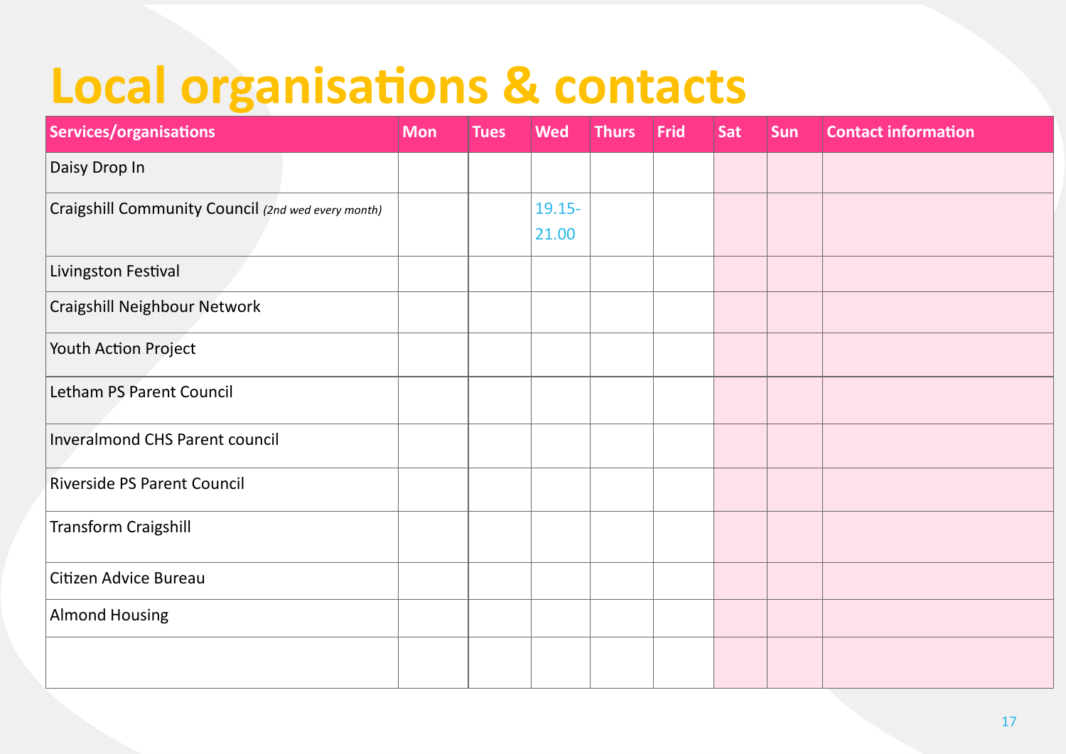# Local organisations & contacts

| Services/organisations | Mon | Tues | Wed | Thurs | Frid | Sat | Sun | Contact information |
|---|---|---|---|---|---|---|---|---|
| Daisy Drop In | | | | | | | | |
| Craigshill Community Council *(2nd wed every month)* | | | 19.15-21.00 | | | | | |
| Livingston Festival | | | | | | | | |
| Craigshill Neighbour Network | | | | | | | | |
| Youth Action Project | | | | | | | | |
| Letham PS Parent Council | | | | | | | | |
| Inveralmond CHS Parent council | | | | | | | | |
| Riverside PS Parent Council | | | | | | | | |
| Transform Craigshill | | | | | | | | |
| Citizen Advice Bureau | | | | | | | | |
| Almond Housing | | | | | | | | |
| | | | | | | | | |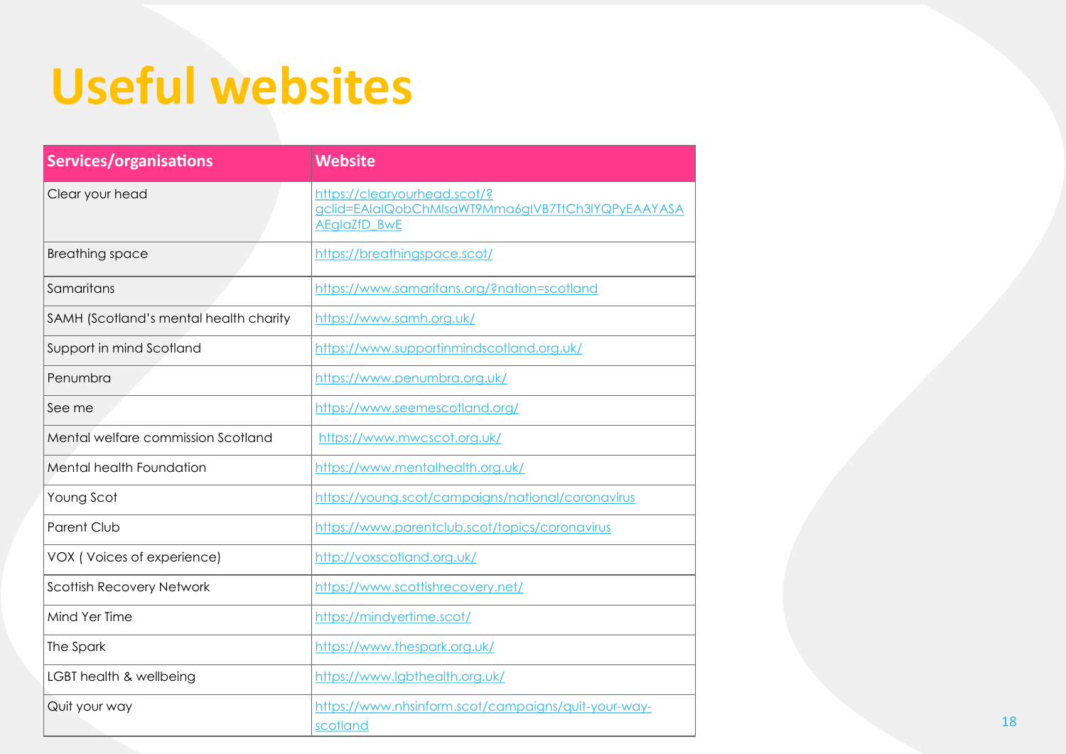# Useful websites

| Services/organisations | Website |
|---|---|
| Clear your head | https://clearyourhead.scot/?gclid=EAIaIQobChMIsaWT9Mma6gIVB7TtCh3lYQPyEAAYASAAEgIaZfD_BwE |
| Breathing space | https://breathingspace.scot/ |
| Samaritans | https://www.samaritans.org/?nation=scotland |
| SAMH (Scotland's mental health charity | https://www.samh.org.uk/ |
| Support in mind Scotland | https://www.supportinmindscotland.org.uk/ |
| Penumbra | https://www.penumbra.org.uk/ |
| See me | https://www.seemescotland.org/ |
| Mental welfare commission Scotland | https://www.mwcscot.org.uk/ |
| Mental health Foundation | https://www.mentalhealth.org.uk/ |
| Young Scot | https://young.scot/campaigns/national/coronavirus |
| Parent Club | https://www.parentclub.scot/topics/coronavirus |
| VOX ( Voices of experience) | http://voxscotland.org.uk/ |
| Scottish Recovery Network | https://www.scottishrecovery.net/ |
| Mind Yer Time | https://mindyertime.scot/ |
| The Spark | https://www.thespark.org.uk/ |
| LGBT health & wellbeing | https://www.lgbthealth.org.uk/ |
| Quit your way | https://www.nhsinform.scot/campaigns/quit-your-way-scotland |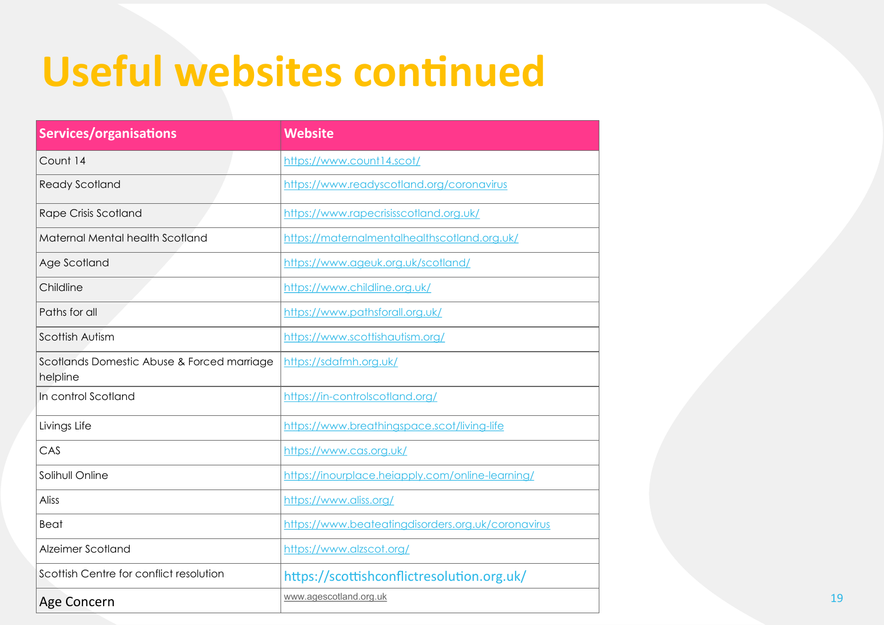# Useful websites continued

| Services/organisations | Website |
|---|---|
| Count 14 | https://www.count14.scot/ |
| Ready Scotland | https://www.readyscotland.org/coronavirus |
| Rape Crisis Scotland | https://www.rapecrisisscotland.org.uk/ |
| Maternal Mental health Scotland | https://maternalmentalhealthscotland.org.uk/ |
| Age Scotland | https://www.ageuk.org.uk/scotland/ |
| Childline | https://www.childline.org.uk/ |
| Paths for all | https://www.pathsforall.org.uk/ |
| Scottish Autism | https://www.scottishautism.org/ |
| Scotlands Domestic Abuse & Forced marriage helpline | https://sdafmh.org.uk/ |
| In control Scotland | https://in-controlscotland.org/ |
| Livings Life | https://www.breathingspace.scot/living-life |
| CAS | https://www.cas.org.uk/ |
| Solihull Online | https://inourplace.heiapply.com/online-learning/ |
| Aliss | https://www.aliss.org/ |
| Beat | https://www.beateatingdisorders.org.uk/coronavirus |
| Alzeimer Scotland | https://www.alzscot.org/ |
| Scottish Centre for conflict resolution | https://scottishconflictresolution.org.uk/ |
| Age Concern | www.agescotland.org.uk |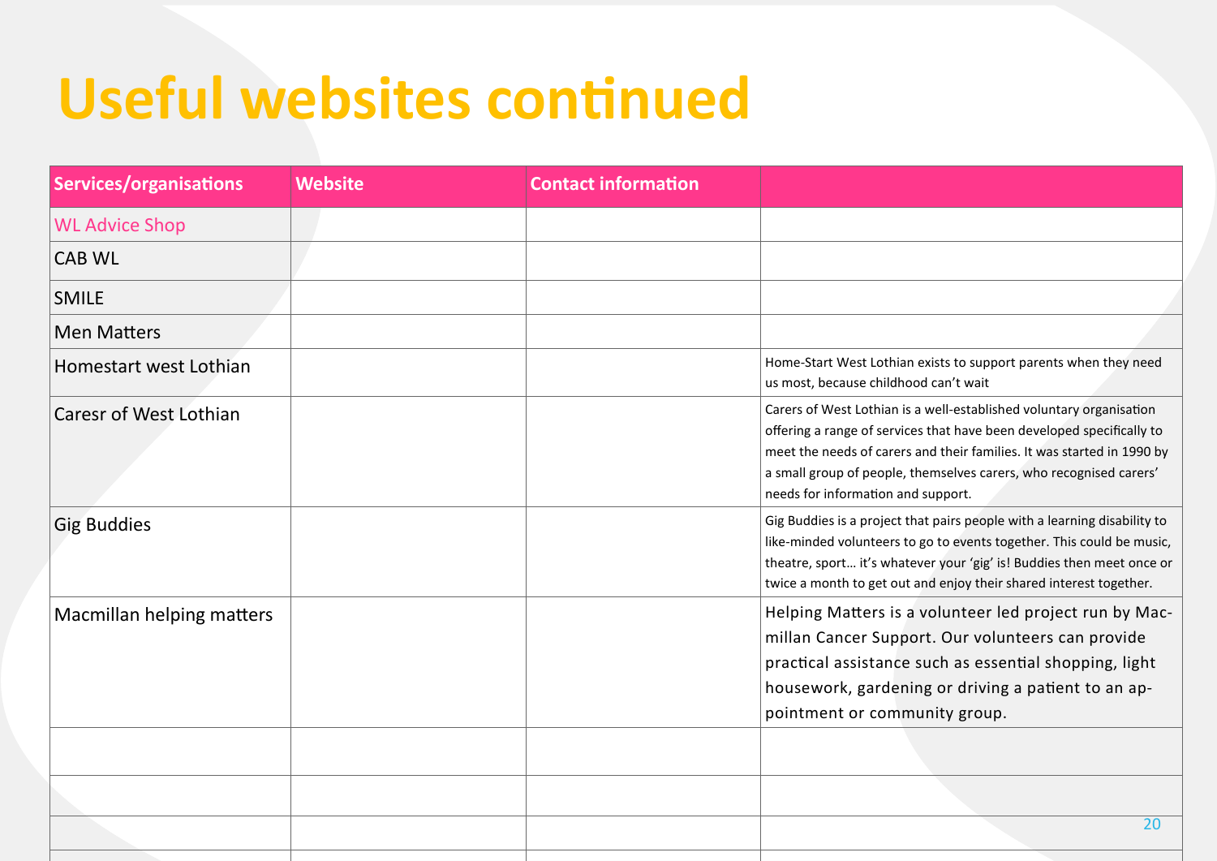# Useful websites continued

| Services/organisations | Website | Contact information | |
|---|---|---|---|
| WL Advice Shop | | | |
| CAB WL | | | |
| SMILE | | | |
| Men Matters | | | |
| Homestart west Lothian | | | Home-Start West Lothian exists to support parents when they need us most, because childhood can't wait |
| Caresr of West Lothian | | | Carers of West Lothian is a well-established voluntary organisation offering a range of services that have been developed specifically to meet the needs of carers and their families. It was started in 1990 by a small group of people, themselves carers, who recognised carers' needs for information and support. |
| Gig Buddies | | | Gig Buddies is a project that pairs people with a learning disability to like-minded volunteers to go to events together. This could be music, theatre, sport… it's whatever your 'gig' is! Buddies then meet once or twice a month to get out and enjoy their shared interest together. |
| Macmillan helping matters | | | Helping Matters is a volunteer led project run by Macmillan Cancer Support. Our volunteers can provide practical assistance such as essential shopping, light housework, gardening or driving a patient to an appointment or community group. |
| | | | |
| | | | |
| | | | |